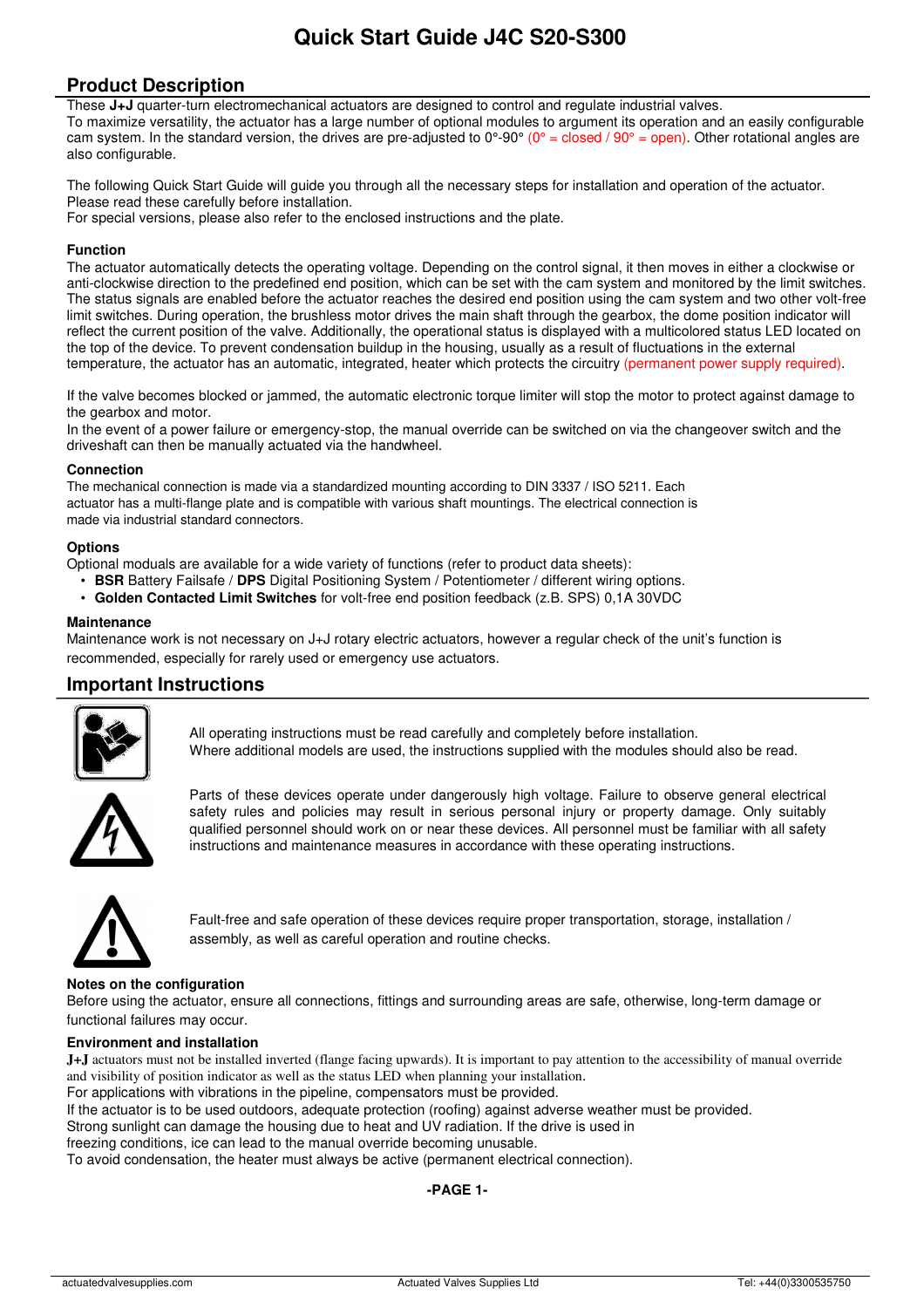# Quick Start Guide J4C S20-S300

## Product Description

These **J+J** quarter-turn electromechanical actuators are designed to control and regulate industrial valves.
To maximize versatility, the actuator has a large number of optional modules to argument its operation and an easily configurable cam system. In the standard version, the drives are pre-adjusted to 0°-90° (0° = closed / 90° = open). Other rotational angles are also configurable.

The following Quick Start Guide will guide you through all the necessary steps for installation and operation of the actuator.
Please read these carefully before installation.
For special versions, please also refer to the enclosed instructions and the plate.

### Function

The actuator automatically detects the operating voltage. Depending on the control signal, it then moves in either a clockwise or anti-clockwise direction to the predefined end position, which can be set with the cam system and monitored by the limit switches. The status signals are enabled before the actuator reaches the desired end position using the cam system and two other volt-free limit switches. During operation, the brushless motor drives the main shaft through the gearbox, the dome position indicator will reflect the current position of the valve. Additionally, the operational status is displayed with a multicolored status LED located on the top of the device. To prevent condensation buildup in the housing, usually as a result of fluctuations in the external temperature, the actuator has an automatic, integrated, heater which protects the circuitry (permanent power supply required).

If the valve becomes blocked or jammed, the automatic electronic torque limiter will stop the motor to protect against damage to the gearbox and motor.
In the event of a power failure or emergency-stop, the manual override can be switched on via the changeover switch and the driveshaft can then be manually actuated via the handwheel.

### Connection

The mechanical connection is made via a standardized mounting according to DIN 3337 / ISO 5211. Each actuator has a multi-flange plate and is compatible with various shaft mountings. The electrical connection is made via industrial standard connectors.

### Options

Optional moduals are available for a wide variety of functions (refer to product data sheets):

- **BSR** Battery Failsafe / **DPS** Digital Positioning System / Potentiometer / different wiring options.
- **Golden Contacted Limit Switches** for volt-free end position feedback (z.B. SPS) 0,1A 30VDC

### Maintenance

Maintenance work is not necessary on J+J rotary electric actuators, however a regular check of the unit's function is recommended, especially for rarely used or emergency use actuators.

## Important Instructions

All operating instructions must be read carefully and completely before installation.
Where additional models are used, the instructions supplied with the modules should also be read.

Parts of these devices operate under dangerously high voltage. Failure to observe general electrical safety rules and policies may result in serious personal injury or property damage. Only suitably qualified personnel should work on or near these devices. All personnel must be familiar with all safety instructions and maintenance measures in accordance with these operating instructions.

Fault-free and safe operation of these devices require proper transportation, storage, installation / assembly, as well as careful operation and routine checks.

### Notes on the configuration

Before using the actuator, ensure all connections, fittings and surrounding areas are safe, otherwise, long-term damage or functional failures may occur.

### Environment and installation

**J+J** actuators must not be installed inverted (flange facing upwards). It is important to pay attention to the accessibility of manual override and visibility of position indicator as well as the status LED when planning your installation.
For applications with vibrations in the pipeline, compensators must be provided.
If the actuator is to be used outdoors, adequate protection (roofing) against adverse weather must be provided.
Strong sunlight can damage the housing due to heat and UV radiation. If the drive is used in freezing conditions, ice can lead to the manual override becoming unusable.
To avoid condensation, the heater must always be active (permanent electrical connection).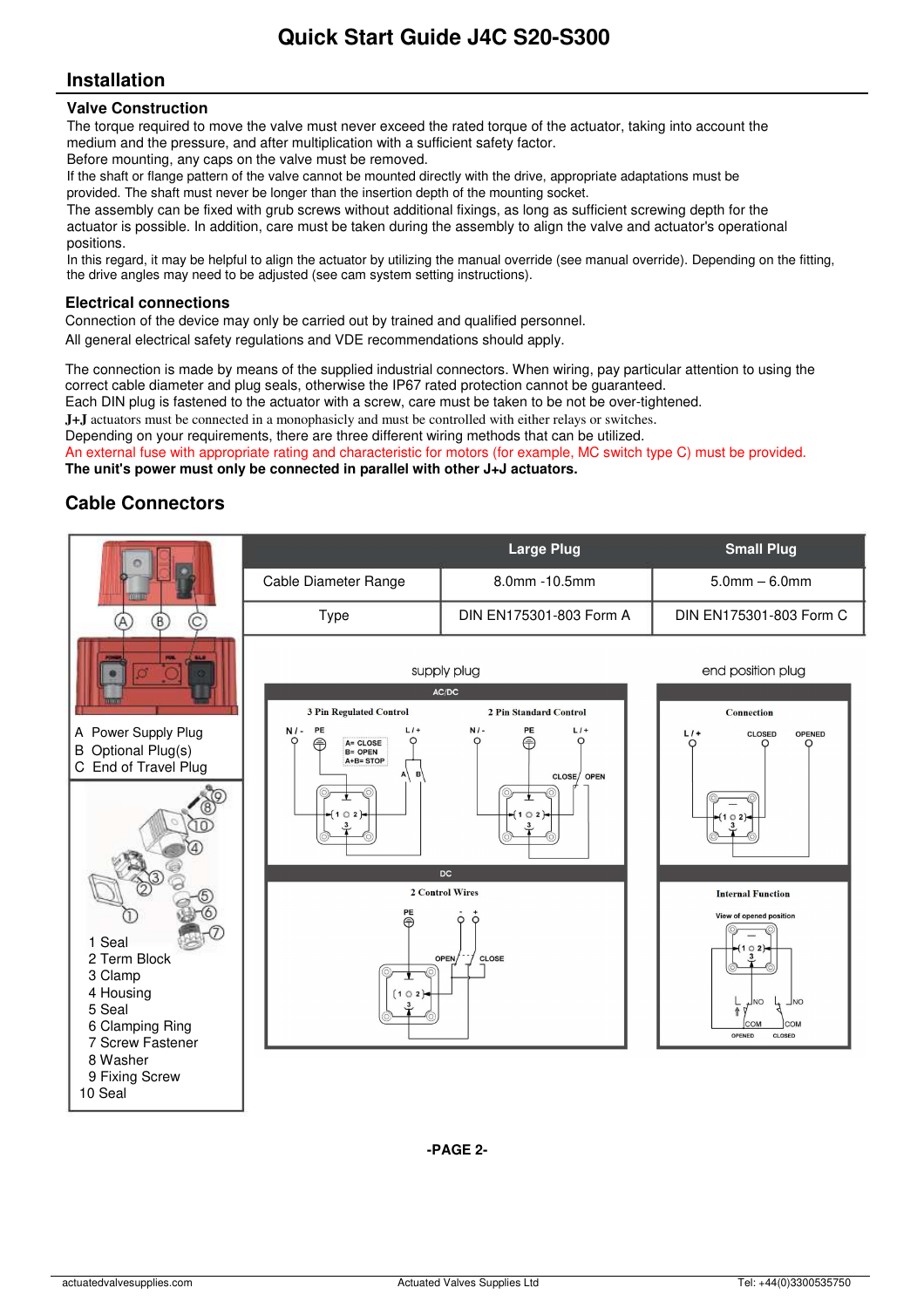# Quick Start Guide J4C S20-S300

## Installation

### Valve Construction

The torque required to move the valve must never exceed the rated torque of the actuator, taking into account the medium and the pressure, and after multiplication with a sufficient safety factor.
Before mounting, any caps on the valve must be removed.
If the shaft or flange pattern of the valve cannot be mounted directly with the drive, appropriate adaptations must be provided. The shaft must never be longer than the insertion depth of the mounting socket.
The assembly can be fixed with grub screws without additional fixings, as long as sufficient screwing depth for the actuator is possible. In addition, care must be taken during the assembly to align the valve and actuator's operational positions.
In this regard, it may be helpful to align the actuator by utilizing the manual override (see manual override). Depending on the fitting, the drive angles may need to be adjusted (see cam system setting instructions).

### Electrical connections

Connection of the device may only be carried out by trained and qualified personnel.
All general electrical safety regulations and VDE recommendations should apply.

The connection is made by means of the supplied industrial connectors. When wiring, pay particular attention to using the correct cable diameter and plug seals, otherwise the IP67 rated protection cannot be guaranteed.
Each DIN plug is fastened to the actuator with a screw, care must be taken to be not be over-tightened.
J+J actuators must be connected in a monophasicly and must be controlled with either relays or switches.
Depending on your requirements, there are three different wiring methods that can be utilized.
An external fuse with appropriate rating and characteristic for motors (for example, MC switch type C) must be provided.
**The unit's power must only be connected in parallel with other J+J actuators.**

## Cable Connectors

A Power Supply Plug
B Optional Plug(s)
C End of Travel Plug

| | Large Plug | Small Plug |
|---|---|---|
| Cable Diameter Range | 8.0mm -10.5mm | 5.0mm – 6.0mm |
| Type | DIN EN175301-803 Form A | DIN EN175301-803 Form C |

1 Seal
2 Term Block
3 Clamp
4 Housing
5 Seal
6 Clamping Ring
7 Screw Fastener
8 Washer
9 Fixing Screw
10 Seal

**supply plug**

AC/DC

3 Pin Regulated Control: N / -, PE, L / +; A= CLOSE, B= OPEN, A+B= STOP

2 Pin Standard Control: N / -, PE, L / +; CLOSE / OPEN

DC

2 Control Wires: PE, -, +; OPEN / CLOSE

**end position plug**

Connection: L / +, CLOSED, OPENED

Internal Function: View of opened position; NO, COM, NO, COM; OPENED, CLOSED

-PAGE 2-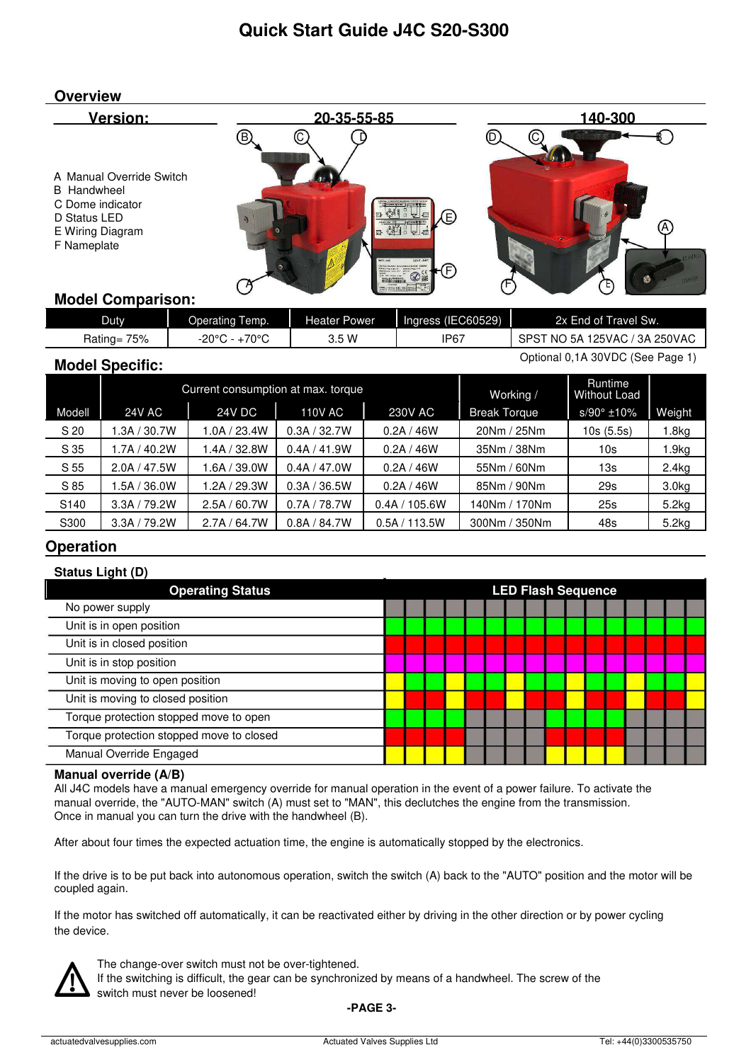# Quick Start Guide J4C S20-S300

## Overview

**Version:** 20-35-55-85 | 140-300

A Manual Override Switch
B Handwheel
C Dome indicator
D Status LED
E Wiring Diagram
F Nameplate

## Model Comparison:

| Duty | Operating Temp. | Heater Power | Ingress (IEC60529) | 2x End of Travel Sw. |
|---|---|---|---|---|
| Rating= 75% | -20°C - +70°C | 3.5 W | IP67 | SPST NO 5A 125VAC / 3A 250VAC |

Optional 0,1A 30VDC (See Page 1)

## Model Specific:

| | Current consumption at max. torque | | | | Working / | Runtime Without Load | |
|---|---|---|---|---|---|---|---|
| Modell | 24V AC | 24V DC | 110V AC | 230V AC | Break Torque | s/90° ±10% | Weight |
| S 20 | 1.3A / 30.7W | 1.0A / 23.4W | 0.3A / 32.7W | 0.2A / 46W | 20Nm / 25Nm | 10s (5.5s) | 1.8kg |
| S 35 | 1.7A / 40.2W | 1.4A / 32.8W | 0.4A / 41.9W | 0.2A / 46W | 35Nm / 38Nm | 10s | 1.9kg |
| S 55 | 2.0A / 47.5W | 1.6A / 39.0W | 0.4A / 47.0W | 0.2A / 46W | 55Nm / 60Nm | 13s | 2.4kg |
| S 85 | 1.5A / 36.0W | 1.2A / 29.3W | 0.3A / 36.5W | 0.2A / 46W | 85Nm / 90Nm | 29s | 3.0kg |
| S140 | 3.3A / 79.2W | 2.5A / 60.7W | 0.7A / 78.7W | 0.4A / 105.6W | 140Nm / 170Nm | 25s | 5.2kg |
| S300 | 3.3A / 79.2W | 2.7A / 64.7W | 0.8A / 84.7W | 0.5A / 113.5W | 300Nm / 350Nm | 48s | 5.2kg |

## Operation

### Status Light (D)

| Operating Status | LED Flash Sequence |
|---|---|
| No power supply | |
| Unit is in open position | |
| Unit is in closed position | |
| Unit is in stop position | |
| Unit is moving to open position | |
| Unit is moving to closed position | |
| Torque protection stopped move to open | |
| Torque protection stopped move to closed | |
| Manual Override Engaged | |

### Manual override (A/B)

All J4C models have a manual emergency override for manual operation in the event of a power failure. To activate the manual override, the "AUTO-MAN" switch (A) must set to "MAN", this declutches the engine from the transmission. Once in manual you can turn the drive with the handwheel (B).

After about four times the expected actuation time, the engine is automatically stopped by the electronics.

If the drive is to be put back into autonomous operation, switch the switch (A) back to the "AUTO" position and the motor will be coupled again.

If the motor has switched off automatically, it can be reactivated either by driving in the other direction or by power cycling the device.

The change-over switch must not be over-tightened.
If the switching is difficult, the gear can be synchronized by means of a handwheel. The screw of the switch must never be loosened!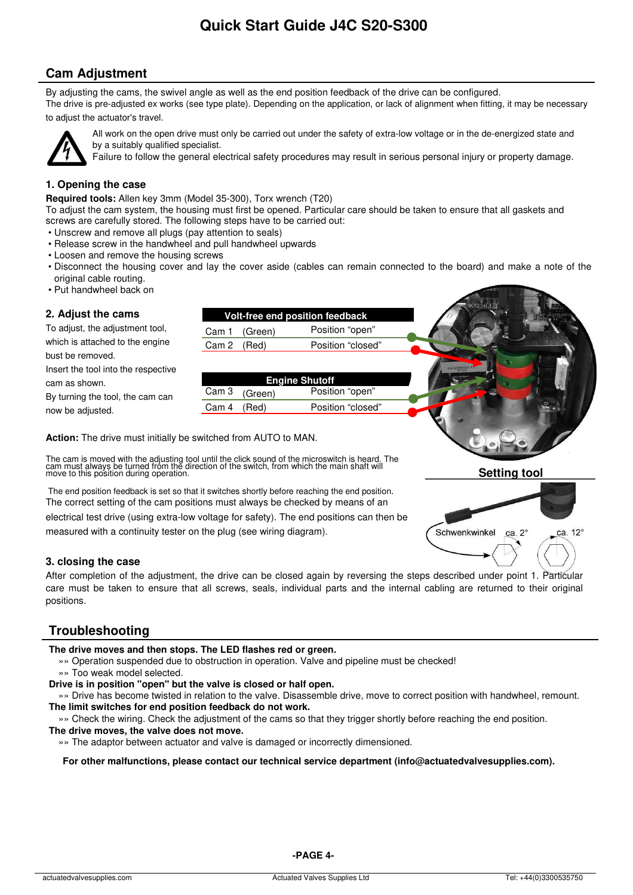# Quick Start Guide J4C S20-S300

## Cam Adjustment

By adjusting the cams, the swivel angle as well as the end position feedback of the drive can be configured.
The drive is pre-adjusted ex works (see type plate). Depending on the application, or lack of alignment when fitting, it may be necessary to adjust the actuator's travel.

All work on the open drive must only be carried out under the safety of extra-low voltage or in the de-energized state and by a suitably qualified specialist.
Failure to follow the general electrical safety procedures may result in serious personal injury or property damage.

### 1. Opening the case

**Required tools:** Allen key 3mm (Model 35-300), Torx wrench (T20)
To adjust the cam system, the housing must first be opened. Particular care should be taken to ensure that all gaskets and screws are carefully stored. The following steps have to be carried out:

- Unscrew and remove all plugs (pay attention to seals)
- Release screw in the handwheel and pull handwheel upwards
- Loosen and remove the housing screws
- Disconnect the housing cover and lay the cover aside (cables can remain connected to the board) and make a note of the original cable routing.
- Put handwheel back on

### 2. Adjust the cams

To adjust, the adjustment tool, which is attached to the engine bust be removed.
Insert the tool into the respective cam as shown.
By turning the tool, the cam can now be adjusted.

| Volt-free end position feedback | | |
|---|---|---|
| Cam 1 | (Green) | Position "open" |
| Cam 2 | (Red) | Position "closed" |

| Engine Shutoff | | |
|---|---|---|
| Cam 3 | (Green) | Position "open" |
| Cam 4 | (Red) | Position "closed" |

**Action:** The drive must initially be switched from AUTO to MAN.

The cam is moved with the adjusting tool until the click sound of the microswitch is heard. The cam must always be turned from the direction of the switch, from which the main shaft will move to this position during operation.

The end position feedback is set so that it switches shortly before reaching the end position. The correct setting of the cam positions must always be checked by means of an electrical test drive (using extra-low voltage for safety). The end positions can then be measured with a continuity tester on the plug (see wiring diagram).

**Setting tool**

Schwenkwinkel ca. 2° ca. 12°

### 3. closing the case

After completion of the adjustment, the drive can be closed again by reversing the steps described under point 1. Particular care must be taken to ensure that all screws, seals, individual parts and the internal cabling are returned to their original positions.

## Troubleshooting

**The drive moves and then stops. The LED flashes red or green.**
»» Operation suspended due to obstruction in operation. Valve and pipeline must be checked!
»» Too weak model selected.

**Drive is in position "open" but the valve is closed or half open.**
»» Drive has become twisted in relation to the valve. Disassemble drive, move to correct position with handwheel, remount.

**The limit switches for end position feedback do not work.**
»» Check the wiring. Check the adjustment of the cams so that they trigger shortly before reaching the end position.

**The drive moves, the valve does not move.**
»» The adaptor between actuator and valve is damaged or incorrectly dimensioned.

**For other malfunctions, please contact our technical service department (info@actuatedvalvesupplies.com).**